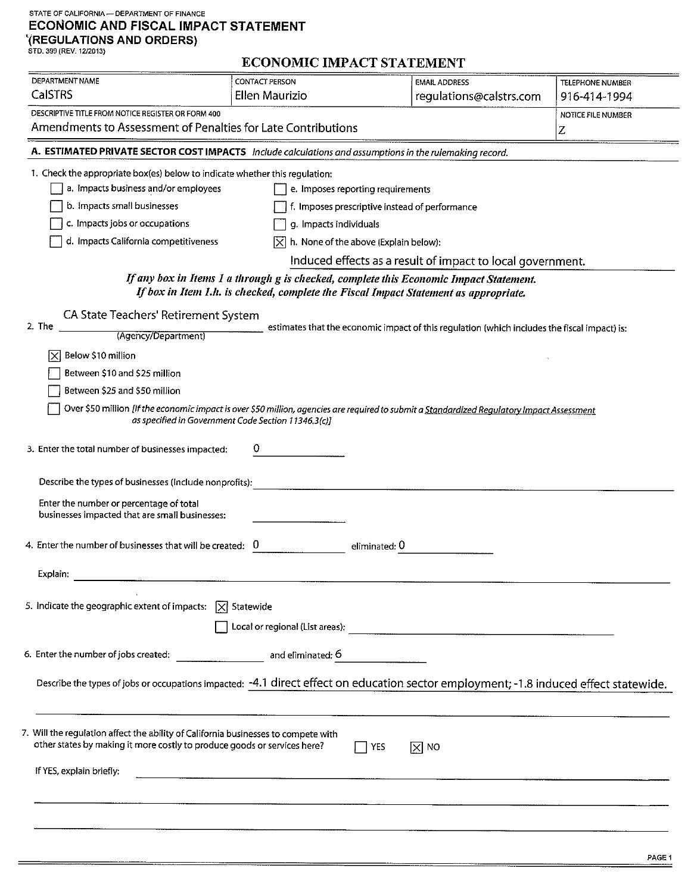STATE OF CALIFORNIA — DEPARTMENT OF FINANCE

# ECONOMIC AND FISCAL IMPACT STATEMENT
## (REGULATIONS AND ORDERS)

STD. 399 (REV. 12/2013)

## ECONOMIC IMPACT STATEMENT

| DEPARTMENT NAME | CONTACT PERSON | EMAIL ADDRESS | TELEPHONE NUMBER |
|---|---|---|---|
| CalSTRS | Ellen Maurizio | regulations@calstrs.com | 916-414-1994 |

| DESCRIPTIVE TITLE FROM NOTICE REGISTER OR FORM 400 | NOTICE FILE NUMBER |
|---|---|
| Amendments to Assessment of Penalties for Late Contributions | Z |

**A. ESTIMATED PRIVATE SECTOR COST IMPACTS** *Include calculations and assumptions in the rulemaking record.*

1. Check the appropriate box(es) below to indicate whether this regulation:

- [ ] a. Impacts business and/or employees
- [ ] b. Impacts small businesses
- [ ] c. Impacts jobs or occupations
- [ ] d. Impacts California competitiveness
- [ ] e. Imposes reporting requirements
- [ ] f. Imposes prescriptive instead of performance
- [ ] g. Impacts individuals
- [X] h. None of the above (Explain below):

Induced effects as a result of impact to local government.

*If any box in Items 1 a through g is checked, complete this Economic Impact Statement.*
*If box in Item 1.h. is checked, complete the Fiscal Impact Statement as appropriate.*

2. The CA State Teachers' Retirement System (Agency/Department) estimates that the economic impact of this regulation (which includes the fiscal impact) is:

- [X] Below $10 million
- [ ] Between $10 and $25 million
- [ ] Between $25 and $50 million
- [ ] Over $50 million *[If the economic impact is over $50 million, agencies are required to submit a Standardized Regulatory Impact Assessment as specified in Government Code Section 11346.3(c)]*

3. Enter the total number of businesses impacted: 0

Describe the types of businesses (Include nonprofits): 

Enter the number or percentage of total businesses impacted that are small businesses: 

4. Enter the number of businesses that will be created: 0 eliminated: 0

Explain: 

5. Indicate the geographic extent of impacts: [X] Statewide

[ ] Local or regional (List areas): 

6. Enter the number of jobs created: ______ and eliminated: 6

Describe the types of jobs or occupations impacted: -4.1 direct effect on education sector employment; -1.8 induced effect statewide.

7. Will the regulation affect the ability of California businesses to compete with other states by making it more costly to produce goods or services here? [ ] YES [X] NO

If YES, explain briefly: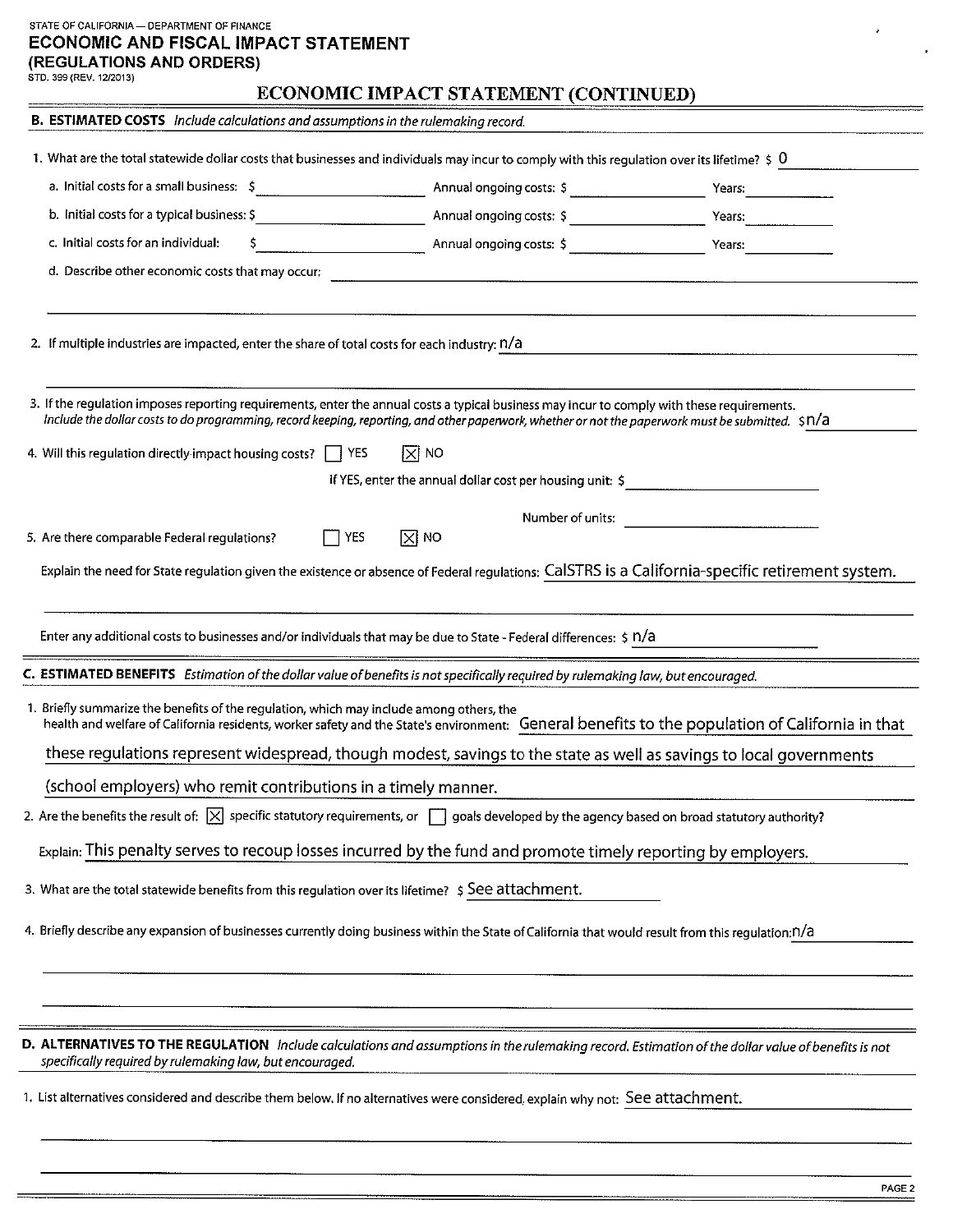STATE OF CALIFORNIA — DEPARTMENT OF FINANCE

# ECONOMIC AND FISCAL IMPACT STATEMENT (REGULATIONS AND ORDERS)

STD. 399 (REV. 12/2013)

## ECONOMIC IMPACT STATEMENT (CONTINUED)

**B. ESTIMATED COSTS** *Include calculations and assumptions in the rulemaking record.*

1. What are the total statewide dollar costs that businesses and individuals may incur to comply with this regulation over its lifetime? $ 0

   a. Initial costs for a small business: $ ______ Annual ongoing costs: $ ______ Years: ______

   b. Initial costs for a typical business: $ ______ Annual ongoing costs: $ ______ Years: ______

   c. Initial costs for an individual: $ ______ Annual ongoing costs: $ ______ Years: ______

   d. Describe other economic costs that may occur: ______

2. If multiple industries are impacted, enter the share of total costs for each industry: n/a

3. If the regulation imposes reporting requirements, enter the annual costs a typical business may incur to comply with these requirements. *Include the dollar costs to do programming, record keeping, reporting, and other paperwork, whether or not the paperwork must be submitted.* $n/a

4. Will this regulation directly impact housing costs? ☐ YES ☒ NO

   If YES, enter the annual dollar cost per housing unit: $ ______

   Number of units: ______

5. Are there comparable Federal regulations? ☐ YES ☒ NO

   Explain the need for State regulation given the existence or absence of Federal regulations: CalSTRS is a California-specific retirement system.

   Enter any additional costs to businesses and/or individuals that may be due to State - Federal differences: $ n/a

**C. ESTIMATED BENEFITS** *Estimation of the dollar value of benefits is not specifically required by rulemaking law, but encouraged.*

1. Briefly summarize the benefits of the regulation, which may include among others, the health and welfare of California residents, worker safety and the State's environment: General benefits to the population of California in that these regulations represent widespread, though modest, savings to the state as well as savings to local governments (school employers) who remit contributions in a timely manner.

2. Are the benefits the result of: ☒ specific statutory requirements, or ☐ goals developed by the agency based on broad statutory authority?

   Explain: This penalty serves to recoup losses incurred by the fund and promote timely reporting by employers.

3. What are the total statewide benefits from this regulation over its lifetime? $ See attachment.

4. Briefly describe any expansion of businesses currently doing business within the State of California that would result from this regulation: n/a

**D. ALTERNATIVES TO THE REGULATION** *Include calculations and assumptions in the rulemaking record. Estimation of the dollar value of benefits is not specifically required by rulemaking law, but encouraged.*

1. List alternatives considered and describe them below. If no alternatives were considered, explain why not: See attachment.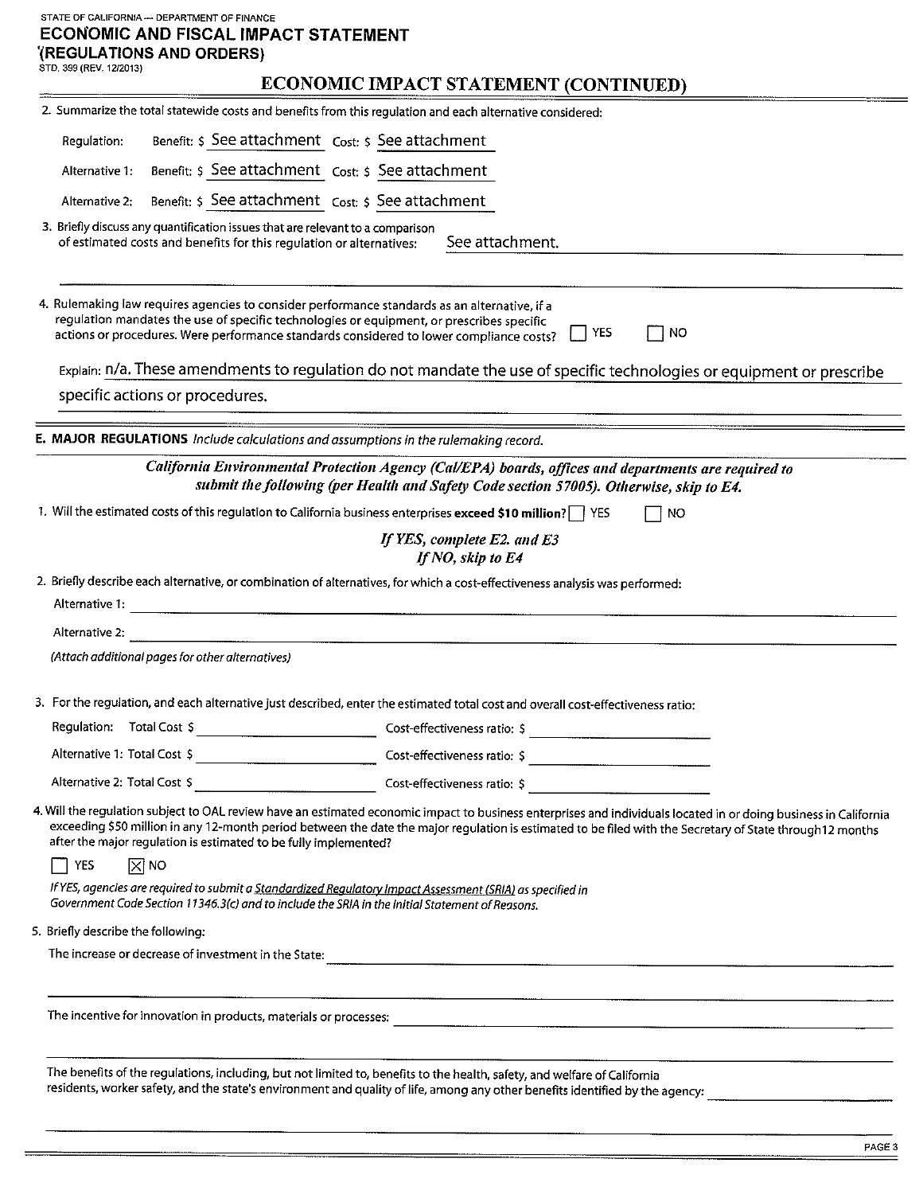STATE OF CALIFORNIA — DEPARTMENT OF FINANCE

# ECONOMIC AND FISCAL IMPACT STATEMENT

**(REGULATIONS AND ORDERS)**

STD. 399 (REV. 12/2013)

## ECONOMIC IMPACT STATEMENT (CONTINUED)

2. Summarize the total statewide costs and benefits from this regulation and each alternative considered:

   Regulation: Benefit: $ See attachment Cost: $ See attachment

   Alternative 1: Benefit: $ See attachment Cost: $ See attachment

   Alternative 2: Benefit: $ See attachment Cost: $ See attachment

3. Briefly discuss any quantification issues that are relevant to a comparison of estimated costs and benefits for this regulation or alternatives: See attachment.

4. Rulemaking law requires agencies to consider performance standards as an alternative, if a regulation mandates the use of specific technologies or equipment, or prescribes specific actions or procedures. Were performance standards considered to lower compliance costs? ☐ YES ☐ NO

   Explain: n/a. These amendments to regulation do not mandate the use of specific technologies or equipment or prescribe specific actions or procedures.

**E. MAJOR REGULATIONS** *Include calculations and assumptions in the rulemaking record.*

***California Environmental Protection Agency (Cal/EPA) boards, offices and departments are required to submit the following (per Health and Safety Code section 57005). Otherwise, skip to E4.***

1. Will the estimated costs of this regulation to California business enterprises **exceed $10 million?** ☐ YES ☐ NO

   ***If YES, complete E2. and E3***
   ***If NO, skip to E4***

2. Briefly describe each alternative, or combination of alternatives, for which a cost-effectiveness analysis was performed:

   Alternative 1:

   Alternative 2:

   *(Attach additional pages for other alternatives)*

3. For the regulation, and each alternative just described, enter the estimated total cost and overall cost-effectiveness ratio:

   Regulation: Total Cost $ Cost-effectiveness ratio: $

   Alternative 1: Total Cost $ Cost-effectiveness ratio: $

   Alternative 2: Total Cost $ Cost-effectiveness ratio: $

4. Will the regulation subject to OAL review have an estimated economic impact to business enterprises and individuals located in or doing business in California exceeding $50 million in any 12-month period between the date the major regulation is estimated to be filed with the Secretary of State through 12 months after the major regulation is estimated to be fully implemented?

   ☐ YES ☒ NO

   *If YES, agencies are required to submit a Standardized Regulatory Impact Assessment (SRIA) as specified in Government Code Section 11346.3(c) and to include the SRIA in the Initial Statement of Reasons.*

5. Briefly describe the following:

   The increase or decrease of investment in the State:

   The incentive for innovation in products, materials or processes:

   The benefits of the regulations, including, but not limited to, benefits to the health, safety, and welfare of California residents, worker safety, and the state's environment and quality of life, among any other benefits identified by the agency: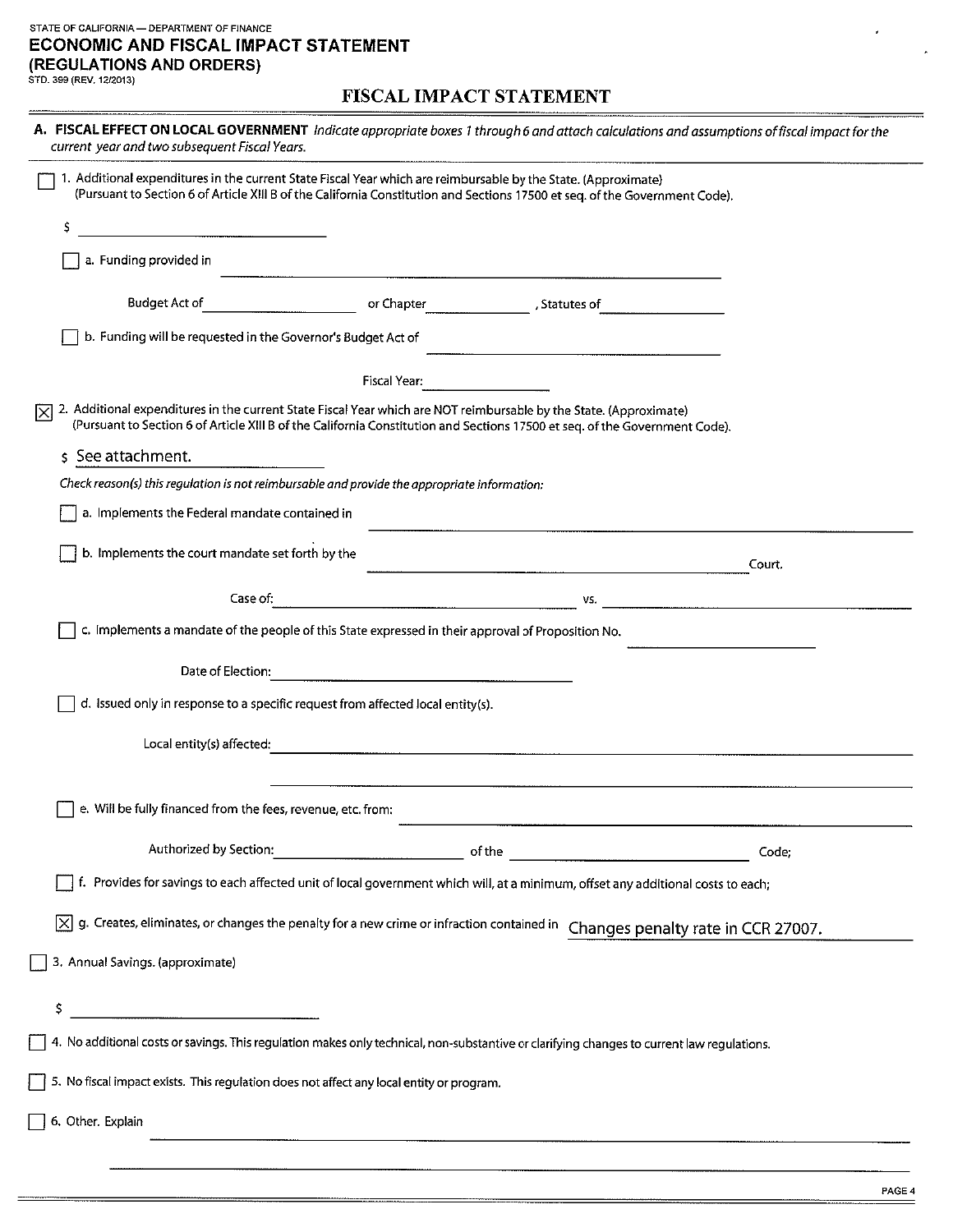STATE OF CALIFORNIA — DEPARTMENT OF FINANCE

# ECONOMIC AND FISCAL IMPACT STATEMENT (REGULATIONS AND ORDERS)

STD. 399 (REV. 12/2013)

## FISCAL IMPACT STATEMENT

**A. FISCAL EFFECT ON LOCAL GOVERNMENT** *Indicate appropriate boxes 1 through 6 and attach calculations and assumptions of fiscal impact for the current year and two subsequent Fiscal Years.*

☐ 1. Additional expenditures in the current State Fiscal Year which are reimbursable by the State. (Approximate) (Pursuant to Section 6 of Article XIII B of the California Constitution and Sections 17500 et seq. of the Government Code).

$ \_\_\_\_\_\_\_\_\_\_

☐ a. Funding provided in \_\_\_\_\_\_\_\_\_\_

Budget Act of \_\_\_\_\_\_\_\_\_\_ or Chapter \_\_\_\_\_\_\_\_\_\_ , Statutes of \_\_\_\_\_\_\_\_\_\_

☐ b. Funding will be requested in the Governor's Budget Act of \_\_\_\_\_\_\_\_\_\_

Fiscal Year: \_\_\_\_\_\_\_\_\_\_

☒ 2. Additional expenditures in the current State Fiscal Year which are NOT reimbursable by the State. (Approximate) (Pursuant to Section 6 of Article XIII B of the California Constitution and Sections 17500 et seq. of the Government Code).

$ See attachment.

*Check reason(s) this regulation is not reimbursable and provide the appropriate information:*

☐ a. Implements the Federal mandate contained in \_\_\_\_\_\_\_\_\_\_

☐ b. Implements the court mandate set forth by the \_\_\_\_\_\_\_\_\_\_ Court.

Case of: \_\_\_\_\_\_\_\_\_\_ vs. \_\_\_\_\_\_\_\_\_\_

☐ c. Implements a mandate of the people of this State expressed in their approval of Proposition No. \_\_\_\_\_\_\_\_\_\_

Date of Election: \_\_\_\_\_\_\_\_\_\_

☐ d. Issued only in response to a specific request from affected local entity(s).

Local entity(s) affected: \_\_\_\_\_\_\_\_\_\_

☐ e. Will be fully financed from the fees, revenue, etc. from: \_\_\_\_\_\_\_\_\_\_

Authorized by Section: \_\_\_\_\_\_\_\_\_\_ of the \_\_\_\_\_\_\_\_\_\_ Code;

☐ f. Provides for savings to each affected unit of local government which will, at a minimum, offset any additional costs to each;

☒ g. Creates, eliminates, or changes the penalty for a new crime or infraction contained in Changes penalty rate in CCR 27007.

☐ 3. Annual Savings. (approximate)

$ \_\_\_\_\_\_\_\_\_\_

☐ 4. No additional costs or savings. This regulation makes only technical, non-substantive or clarifying changes to current law regulations.

☐ 5. No fiscal impact exists. This regulation does not affect any local entity or program.

☐ 6. Other. Explain \_\_\_\_\_\_\_\_\_\_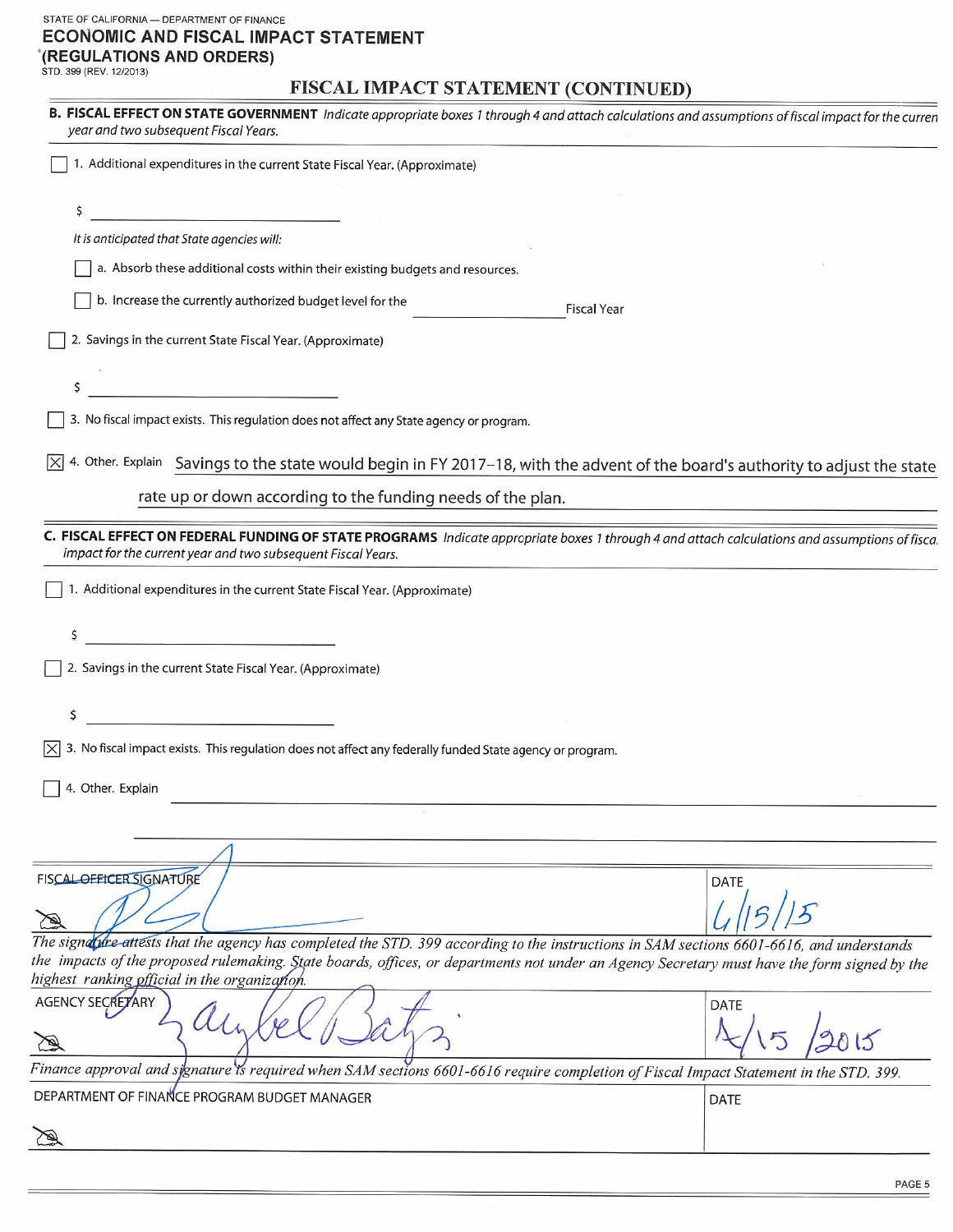STATE OF CALIFORNIA — DEPARTMENT OF FINANCE

## ECONOMIC AND FISCAL IMPACT STATEMENT (REGULATIONS AND ORDERS)

STD. 399 (REV. 12/2013)

## FISCAL IMPACT STATEMENT (CONTINUED)

**B. FISCAL EFFECT ON STATE GOVERNMENT** *Indicate appropriate boxes 1 through 4 and attach calculations and assumptions of fiscal impact for the current year and two subsequent Fiscal Years.*

☐ 1. Additional expenditures in the current State Fiscal Year. (Approximate)

$ ______________________

*It is anticipated that State agencies will:*

☐ a. Absorb these additional costs within their existing budgets and resources.

☐ b. Increase the currently authorized budget level for the ______________ Fiscal Year

☐ 2. Savings in the current State Fiscal Year. (Approximate)

$ ______________________

☐ 3. No fiscal impact exists. This regulation does not affect any State agency or program.

☒ 4. Other. Explain Savings to the state would begin in FY 2017–18, with the advent of the board's authority to adjust the state rate up or down according to the funding needs of the plan.

**C. FISCAL EFFECT ON FEDERAL FUNDING OF STATE PROGRAMS** *Indicate appropriate boxes 1 through 4 and attach calculations and assumptions of fiscal impact for the current year and two subsequent Fiscal Years.*

☐ 1. Additional expenditures in the current State Fiscal Year. (Approximate)

$ ______________________

☐ 2. Savings in the current State Fiscal Year. (Approximate)

$ ______________________

☒ 3. No fiscal impact exists. This regulation does not affect any federally funded State agency or program.

☐ 4. Other. Explain ______________________

| FISCAL OFFICER SIGNATURE | DATE |
| --- | --- |
| [signature] | 6/15/15 |

*The signature attests that the agency has completed the STD. 399 according to the instructions in SAM sections 6601-6616, and understands the impacts of the proposed rulemaking. State boards, offices, or departments not under an Agency Secretary must have the form signed by the highest ranking official in the organization.*

| AGENCY SECRETARY | DATE |
| --- | --- |
| [signature] | 4/15/2015 |

*Finance approval and signature is required when SAM sections 6601-6616 require completion of Fiscal Impact Statement in the STD. 399.*

| DEPARTMENT OF FINANCE PROGRAM BUDGET MANAGER | DATE |
| --- | --- |
| | |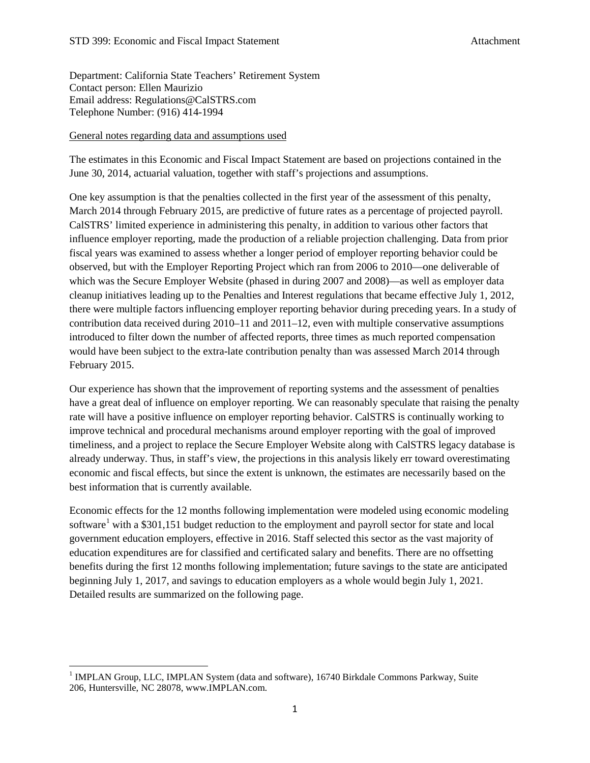Department: California State Teachers' Retirement System
Contact person: Ellen Maurizio
Email address: Regulations@CalSTRS.com
Telephone Number: (916) 414-1994

General notes regarding data and assumptions used

The estimates in this Economic and Fiscal Impact Statement are based on projections contained in the June 30, 2014, actuarial valuation, together with staff's projections and assumptions.

One key assumption is that the penalties collected in the first year of the assessment of this penalty, March 2014 through February 2015, are predictive of future rates as a percentage of projected payroll. CalSTRS' limited experience in administering this penalty, in addition to various other factors that influence employer reporting, made the production of a reliable projection challenging. Data from prior fiscal years was examined to assess whether a longer period of employer reporting behavior could be observed, but with the Employer Reporting Project which ran from 2006 to 2010—one deliverable of which was the Secure Employer Website (phased in during 2007 and 2008)—as well as employer data cleanup initiatives leading up to the Penalties and Interest regulations that became effective July 1, 2012, there were multiple factors influencing employer reporting behavior during preceding years. In a study of contribution data received during 2010–11 and 2011–12, even with multiple conservative assumptions introduced to filter down the number of affected reports, three times as much reported compensation would have been subject to the extra-late contribution penalty than was assessed March 2014 through February 2015.

Our experience has shown that the improvement of reporting systems and the assessment of penalties have a great deal of influence on employer reporting. We can reasonably speculate that raising the penalty rate will have a positive influence on employer reporting behavior. CalSTRS is continually working to improve technical and procedural mechanisms around employer reporting with the goal of improved timeliness, and a project to replace the Secure Employer Website along with CalSTRS legacy database is already underway. Thus, in staff's view, the projections in this analysis likely err toward overestimating economic and fiscal effects, but since the extent is unknown, the estimates are necessarily based on the best information that is currently available.

Economic effects for the 12 months following implementation were modeled using economic modeling software[1] with a $301,151 budget reduction to the employment and payroll sector for state and local government education employers, effective in 2016. Staff selected this sector as the vast majority of education expenditures are for classified and certificated salary and benefits. There are no offsetting benefits during the first 12 months following implementation; future savings to the state are anticipated beginning July 1, 2017, and savings to education employers as a whole would begin July 1, 2021. Detailed results are summarized on the following page.

[1] IMPLAN Group, LLC, IMPLAN System (data and software), 16740 Birkdale Commons Parkway, Suite 206, Huntersville, NC 28078, www.IMPLAN.com.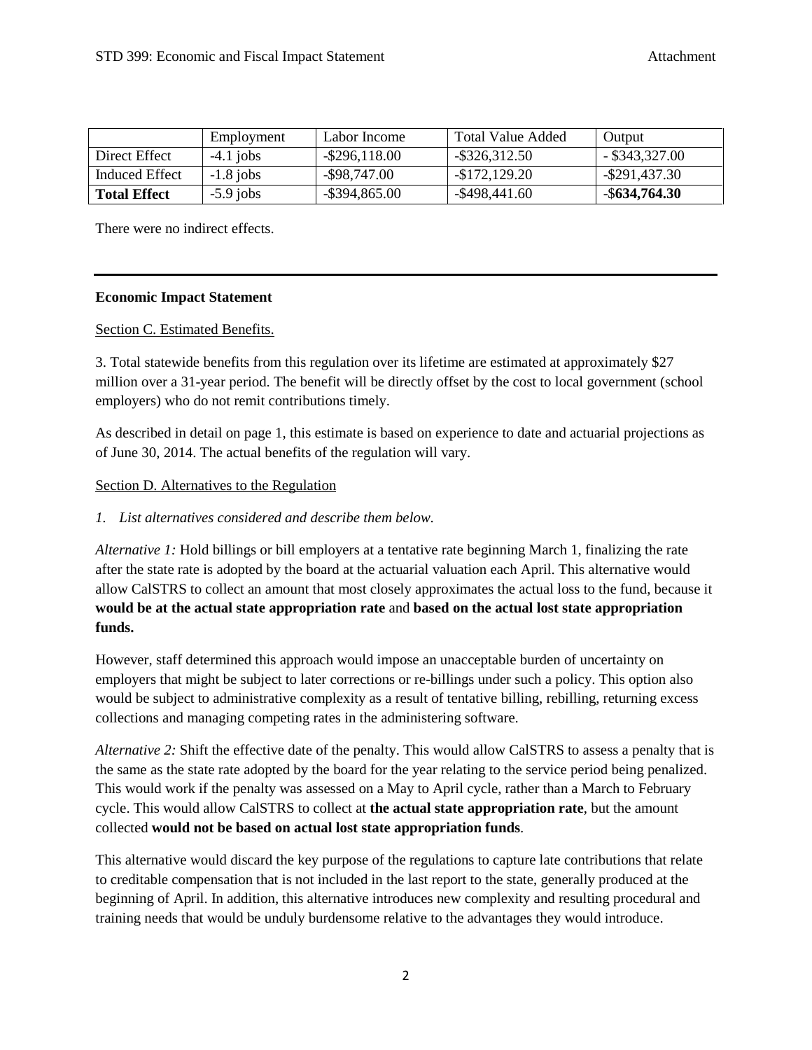| | Employment | Labor Income | Total Value Added | Output |
|---|---|---|---|---|
| Direct Effect | -4.1 jobs | -$296,118.00 | -$326,312.50 | - $343,327.00 |
| Induced Effect | -1.8 jobs | -$98,747.00 | -$172,129.20 | -$291,437.30 |
| **Total Effect** | -5.9 jobs | -$394,865.00 | -$498,441.60 | -$**634,764.30** |

There were no indirect effects.

---

**Economic Impact Statement**

Section C. Estimated Benefits.

3. Total statewide benefits from this regulation over its lifetime are estimated at approximately $27 million over a 31-year period. The benefit will be directly offset by the cost to local government (school employers) who do not remit contributions timely.

As described in detail on page 1, this estimate is based on experience to date and actuarial projections as of June 30, 2014. The actual benefits of the regulation will vary.

Section D. Alternatives to the Regulation

1. *List alternatives considered and describe them below.*

*Alternative 1:* Hold billings or bill employers at a tentative rate beginning March 1, finalizing the rate after the state rate is adopted by the board at the actuarial valuation each April. This alternative would allow CalSTRS to collect an amount that most closely approximates the actual loss to the fund, because it **would be at the actual state appropriation rate** and **based on the actual lost state appropriation funds.**

However, staff determined this approach would impose an unacceptable burden of uncertainty on employers that might be subject to later corrections or re-billings under such a policy. This option also would be subject to administrative complexity as a result of tentative billing, rebilling, returning excess collections and managing competing rates in the administering software.

*Alternative 2:* Shift the effective date of the penalty. This would allow CalSTRS to assess a penalty that is the same as the state rate adopted by the board for the year relating to the service period being penalized. This would work if the penalty was assessed on a May to April cycle, rather than a March to February cycle. This would allow CalSTRS to collect at **the actual state appropriation rate**, but the amount collected **would not be based on actual lost state appropriation funds**.

This alternative would discard the key purpose of the regulations to capture late contributions that relate to creditable compensation that is not included in the last report to the state, generally produced at the beginning of April. In addition, this alternative introduces new complexity and resulting procedural and training needs that would be unduly burdensome relative to the advantages they would introduce.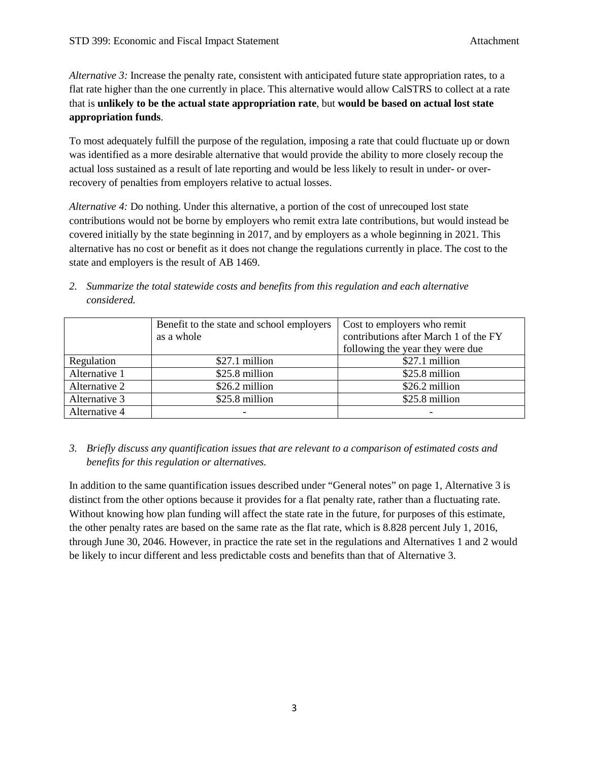*Alternative 3:* Increase the penalty rate, consistent with anticipated future state appropriation rates, to a flat rate higher than the one currently in place. This alternative would allow CalSTRS to collect at a rate that is **unlikely to be the actual state appropriation rate**, but **would be based on actual lost state appropriation funds**.

To most adequately fulfill the purpose of the regulation, imposing a rate that could fluctuate up or down was identified as a more desirable alternative that would provide the ability to more closely recoup the actual loss sustained as a result of late reporting and would be less likely to result in under- or over-recovery of penalties from employers relative to actual losses.

*Alternative 4:* Do nothing. Under this alternative, a portion of the cost of unrecouped lost state contributions would not be borne by employers who remit extra late contributions, but would instead be covered initially by the state beginning in 2017, and by employers as a whole beginning in 2021. This alternative has no cost or benefit as it does not change the regulations currently in place. The cost to the state and employers is the result of AB 1469.

2. *Summarize the total statewide costs and benefits from this regulation and each alternative considered.*

| | Benefit to the state and school employers as a whole | Cost to employers who remit contributions after March 1 of the FY following the year they were due |
|---|---|---|
| Regulation | $27.1 million | $27.1 million |
| Alternative 1 | $25.8 million | $25.8 million |
| Alternative 2 | $26.2 million | $26.2 million |
| Alternative 3 | $25.8 million | $25.8 million |
| Alternative 4 | - | - |

3. *Briefly discuss any quantification issues that are relevant to a comparison of estimated costs and benefits for this regulation or alternatives.*

In addition to the same quantification issues described under "General notes" on page 1, Alternative 3 is distinct from the other options because it provides for a flat penalty rate, rather than a fluctuating rate. Without knowing how plan funding will affect the state rate in the future, for purposes of this estimate, the other penalty rates are based on the same rate as the flat rate, which is 8.828 percent July 1, 2016, through June 30, 2046. However, in practice the rate set in the regulations and Alternatives 1 and 2 would be likely to incur different and less predictable costs and benefits than that of Alternative 3.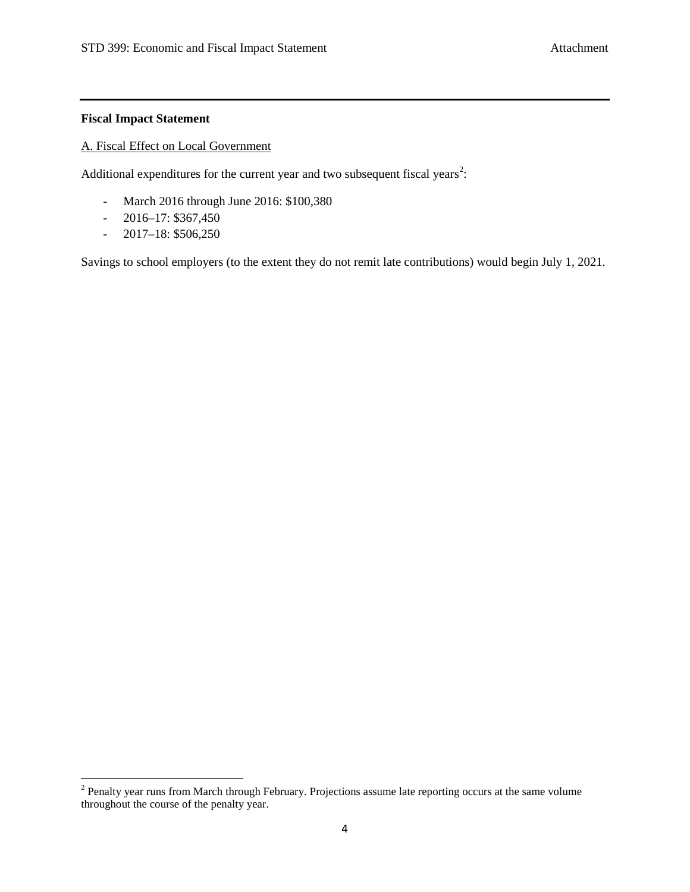**Fiscal Impact Statement**

A. Fiscal Effect on Local Government

Additional expenditures for the current year and two subsequent fiscal years[2]:

- March 2016 through June 2016: $100,380
- 2016–17: $367,450
- 2017–18: $506,250

Savings to school employers (to the extent they do not remit late contributions) would begin July 1, 2021.

[2] Penalty year runs from March through February. Projections assume late reporting occurs at the same volume throughout the course of the penalty year.